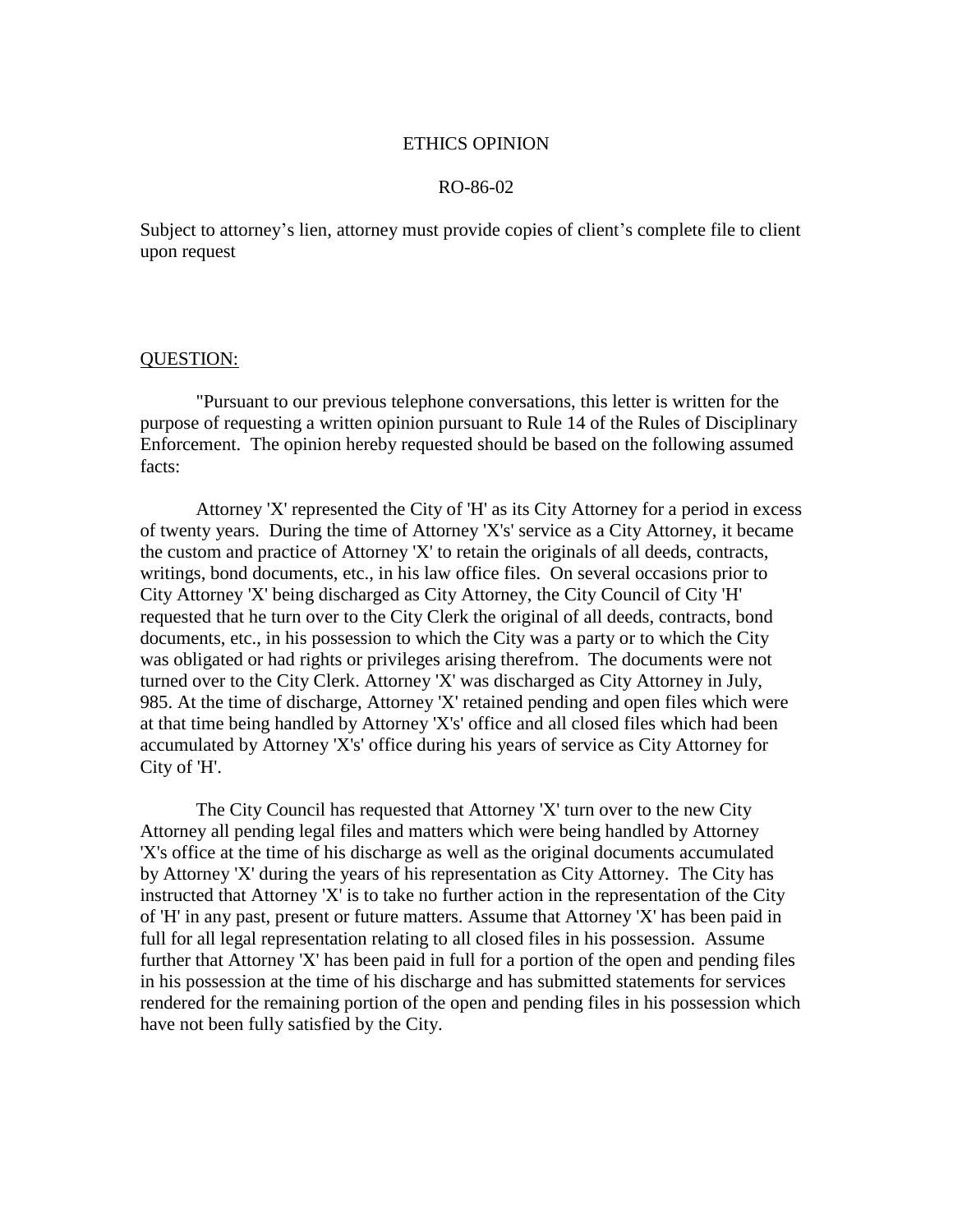# ETHICS OPINION

## RO-86-02

Subject to attorney's lien, attorney must provide copies of client's complete file to client upon request

QUESTION:

"Pursuant to our previous telephone conversations, this letter is written for the purpose of requesting a written opinion pursuant to Rule 14 of the Rules of Disciplinary Enforcement. The opinion hereby requested should be based on the following assumed facts:

Attorney 'X' represented the City of 'H' as its City Attorney for a period in excess of twenty years. During the time of Attorney 'X's' service as a City Attorney, it became the custom and practice of Attorney 'X' to retain the originals of all deeds, contracts, writings, bond documents, etc., in his law office files. On several occasions prior to City Attorney 'X' being discharged as City Attorney, the City Council of City 'H' requested that he turn over to the City Clerk the original of all deeds, contracts, bond documents, etc., in his possession to which the City was a party or to which the City was obligated or had rights or privileges arising therefrom. The documents were not turned over to the City Clerk. Attorney 'X' was discharged as City Attorney in July, 985. At the time of discharge, Attorney 'X' retained pending and open files which were at that time being handled by Attorney 'X's' office and all closed files which had been accumulated by Attorney 'X's' office during his years of service as City Attorney for City of 'H'.

The City Council has requested that Attorney 'X' turn over to the new City Attorney all pending legal files and matters which were being handled by Attorney 'X's office at the time of his discharge as well as the original documents accumulated by Attorney 'X' during the years of his representation as City Attorney. The City has instructed that Attorney 'X' is to take no further action in the representation of the City of 'H' in any past, present or future matters. Assume that Attorney 'X' has been paid in full for all legal representation relating to all closed files in his possession. Assume further that Attorney 'X' has been paid in full for a portion of the open and pending files in his possession at the time of his discharge and has submitted statements for services rendered for the remaining portion of the open and pending files in his possession which have not been fully satisfied by the City.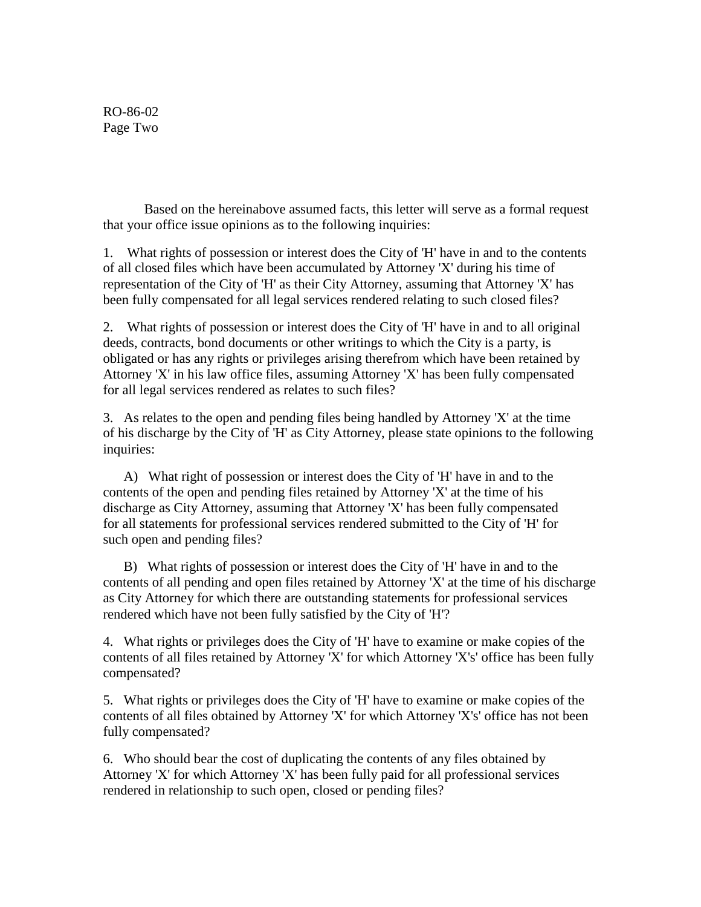Based on the hereinabove assumed facts, this letter will serve as a formal request that your office issue opinions as to the following inquiries:

1. What rights of possession or interest does the City of 'H' have in and to the contents of all closed files which have been accumulated by Attorney 'X' during his time of representation of the City of 'H' as their City Attorney, assuming that Attorney 'X' has been fully compensated for all legal services rendered relating to such closed files?

2. What rights of possession or interest does the City of 'H' have in and to all original deeds, contracts, bond documents or other writings to which the City is a party, is obligated or has any rights or privileges arising therefrom which have been retained by Attorney 'X' in his law office files, assuming Attorney 'X' has been fully compensated for all legal services rendered as relates to such files?

3. As relates to the open and pending files being handled by Attorney 'X' at the time of his discharge by the City of 'H' as City Attorney, please state opinions to the following inquiries:

   A) What right of possession or interest does the City of 'H' have in and to the contents of the open and pending files retained by Attorney 'X' at the time of his discharge as City Attorney, assuming that Attorney 'X' has been fully compensated for all statements for professional services rendered submitted to the City of 'H' for such open and pending files?

   B) What rights of possession or interest does the City of 'H' have in and to the contents of all pending and open files retained by Attorney 'X' at the time of his discharge as City Attorney for which there are outstanding statements for professional services rendered which have not been fully satisfied by the City of 'H'?

4. What rights or privileges does the City of 'H' have to examine or make copies of the contents of all files retained by Attorney 'X' for which Attorney 'X's' office has been fully compensated?

5. What rights or privileges does the City of 'H' have to examine or make copies of the contents of all files obtained by Attorney 'X' for which Attorney 'X's' office has not been fully compensated?

6. Who should bear the cost of duplicating the contents of any files obtained by Attorney 'X' for which Attorney 'X' has been fully paid for all professional services rendered in relationship to such open, closed or pending files?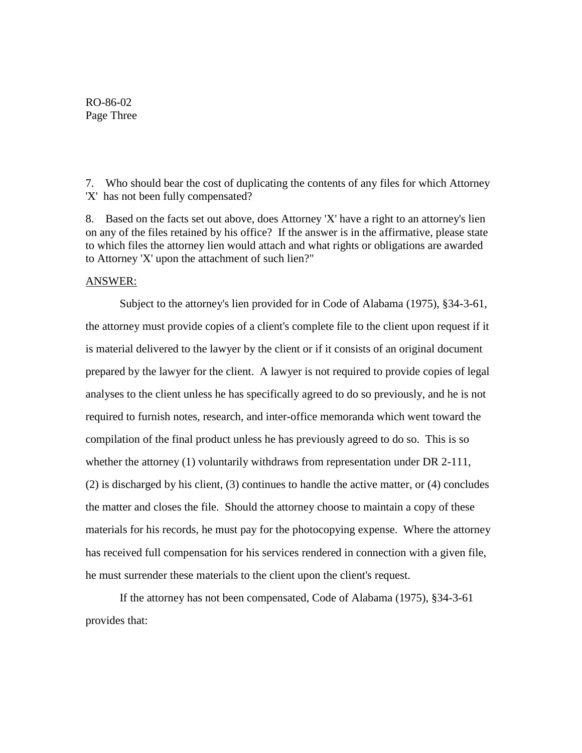7. Who should bear the cost of duplicating the contents of any files for which Attorney 'X' has not been fully compensated?

8. Based on the facts set out above, does Attorney 'X' have a right to an attorney's lien on any of the files retained by his office? If the answer is in the affirmative, please state to which files the attorney lien would attach and what rights or obligations are awarded to Attorney 'X' upon the attachment of such lien?"

ANSWER:

Subject to the attorney's lien provided for in Code of Alabama (1975), §34-3-61, the attorney must provide copies of a client's complete file to the client upon request if it is material delivered to the lawyer by the client or if it consists of an original document prepared by the lawyer for the client. A lawyer is not required to provide copies of legal analyses to the client unless he has specifically agreed to do so previously, and he is not required to furnish notes, research, and inter-office memoranda which went toward the compilation of the final product unless he has previously agreed to do so. This is so whether the attorney (1) voluntarily withdraws from representation under DR 2-111, (2) is discharged by his client, (3) continues to handle the active matter, or (4) concludes the matter and closes the file. Should the attorney choose to maintain a copy of these materials for his records, he must pay for the photocopying expense. Where the attorney has received full compensation for his services rendered in connection with a given file, he must surrender these materials to the client upon the client's request.

If the attorney has not been compensated, Code of Alabama (1975), §34-3-61 provides that: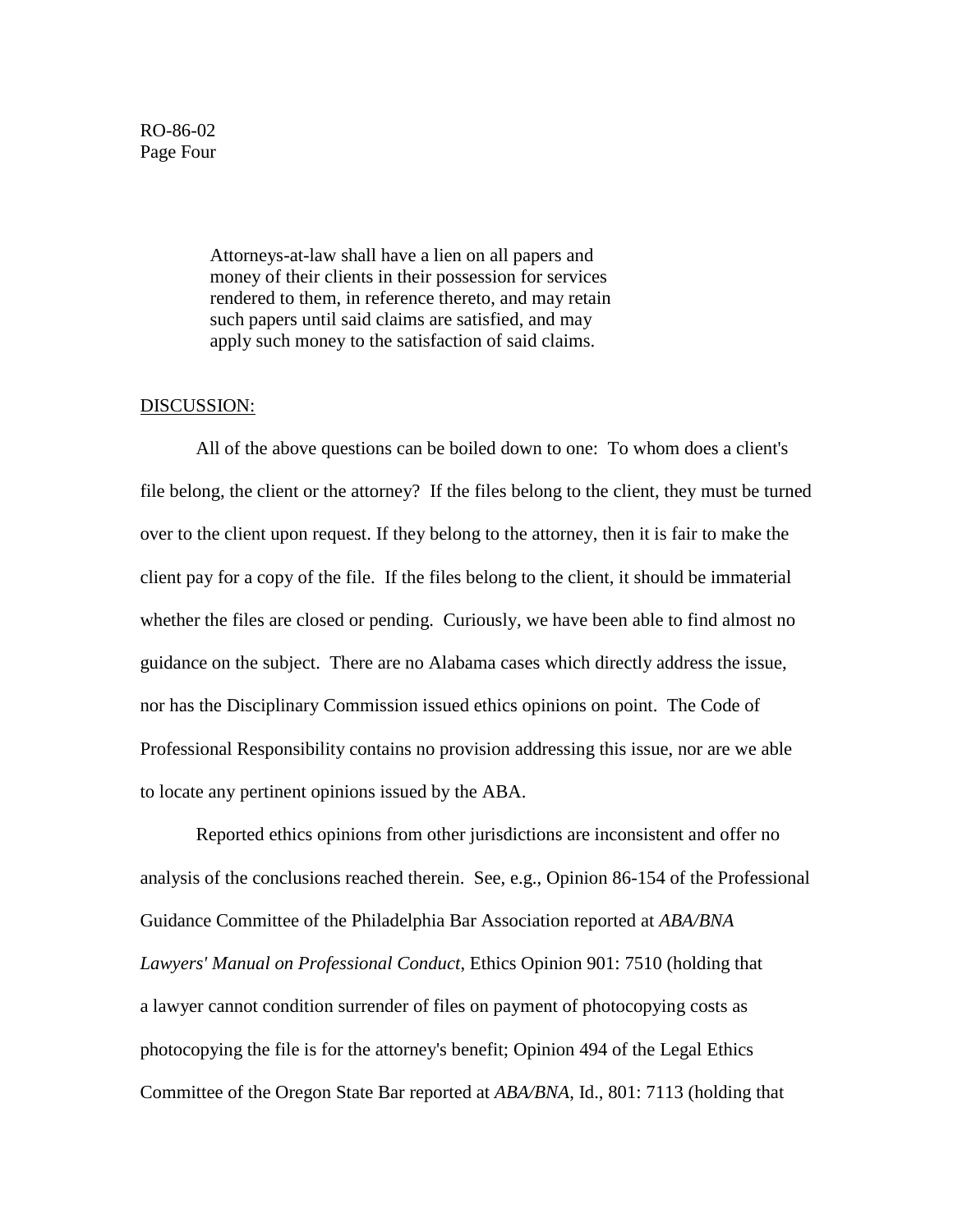> Attorneys-at-law shall have a lien on all papers and money of their clients in their possession for services rendered to them, in reference thereto, and may retain such papers until said claims are satisfied, and may apply such money to the satisfaction of said claims.

DISCUSSION:

All of the above questions can be boiled down to one: To whom does a client's file belong, the client or the attorney? If the files belong to the client, they must be turned over to the client upon request. If they belong to the attorney, then it is fair to make the client pay for a copy of the file. If the files belong to the client, it should be immaterial whether the files are closed or pending. Curiously, we have been able to find almost no guidance on the subject. There are no Alabama cases which directly address the issue, nor has the Disciplinary Commission issued ethics opinions on point. The Code of Professional Responsibility contains no provision addressing this issue, nor are we able to locate any pertinent opinions issued by the ABA.

Reported ethics opinions from other jurisdictions are inconsistent and offer no analysis of the conclusions reached therein. See, e.g., Opinion 86-154 of the Professional Guidance Committee of the Philadelphia Bar Association reported at *ABA/BNA Lawyers' Manual on Professional Conduct*, Ethics Opinion 901: 7510 (holding that a lawyer cannot condition surrender of files on payment of photocopying costs as photocopying the file is for the attorney's benefit; Opinion 494 of the Legal Ethics Committee of the Oregon State Bar reported at *ABA/BNA*, Id., 801: 7113 (holding that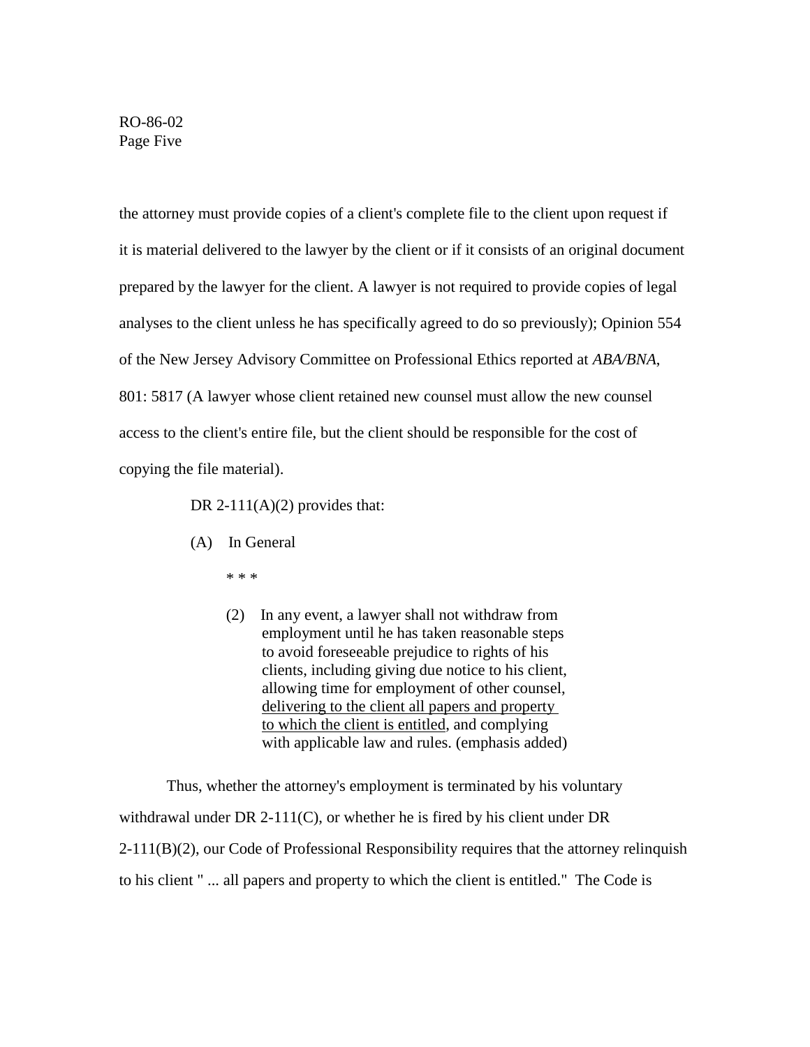the attorney must provide copies of a client's complete file to the client upon request if it is material delivered to the lawyer by the client or if it consists of an original document prepared by the lawyer for the client. A lawyer is not required to provide copies of legal analyses to the client unless he has specifically agreed to do so previously); Opinion 554 of the New Jersey Advisory Committee on Professional Ethics reported at *ABA/BNA*, 801: 5817 (A lawyer whose client retained new counsel must allow the new counsel access to the client's entire file, but the client should be responsible for the cost of copying the file material).

DR 2-111(A)(2) provides that:

> (A) In General
>
> * * *
>
> (2) In any event, a lawyer shall not withdraw from employment until he has taken reasonable steps to avoid foreseeable prejudice to rights of his clients, including giving due notice to his client, allowing time for employment of other counsel, <u>delivering to the client all papers and property to which the client is entitled</u>, and complying with applicable law and rules. (emphasis added)

Thus, whether the attorney's employment is terminated by his voluntary withdrawal under DR 2-111(C), or whether he is fired by his client under DR 2-111(B)(2), our Code of Professional Responsibility requires that the attorney relinquish to his client " ... all papers and property to which the client is entitled." The Code is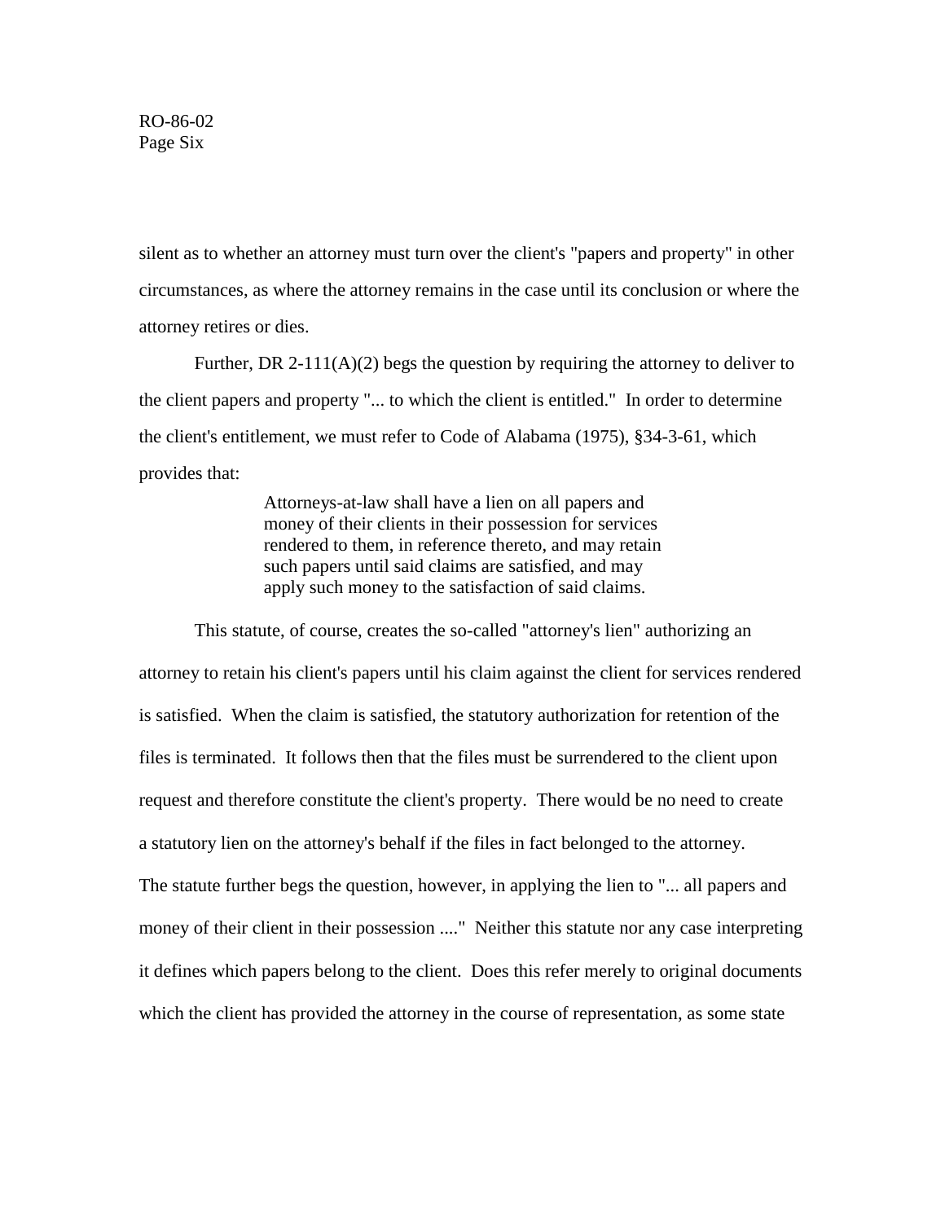silent as to whether an attorney must turn over the client's "papers and property" in other circumstances, as where the attorney remains in the case until its conclusion or where the attorney retires or dies.

Further, DR 2-111(A)(2) begs the question by requiring the attorney to deliver to the client papers and property "... to which the client is entitled." In order to determine the client's entitlement, we must refer to Code of Alabama (1975), §34-3-61, which provides that:

> Attorneys-at-law shall have a lien on all papers and money of their clients in their possession for services rendered to them, in reference thereto, and may retain such papers until said claims are satisfied, and may apply such money to the satisfaction of said claims.

This statute, of course, creates the so-called "attorney's lien" authorizing an attorney to retain his client's papers until his claim against the client for services rendered is satisfied. When the claim is satisfied, the statutory authorization for retention of the files is terminated. It follows then that the files must be surrendered to the client upon request and therefore constitute the client's property. There would be no need to create a statutory lien on the attorney's behalf if the files in fact belonged to the attorney. The statute further begs the question, however, in applying the lien to "... all papers and money of their client in their possession ...." Neither this statute nor any case interpreting it defines which papers belong to the client. Does this refer merely to original documents which the client has provided the attorney in the course of representation, as some state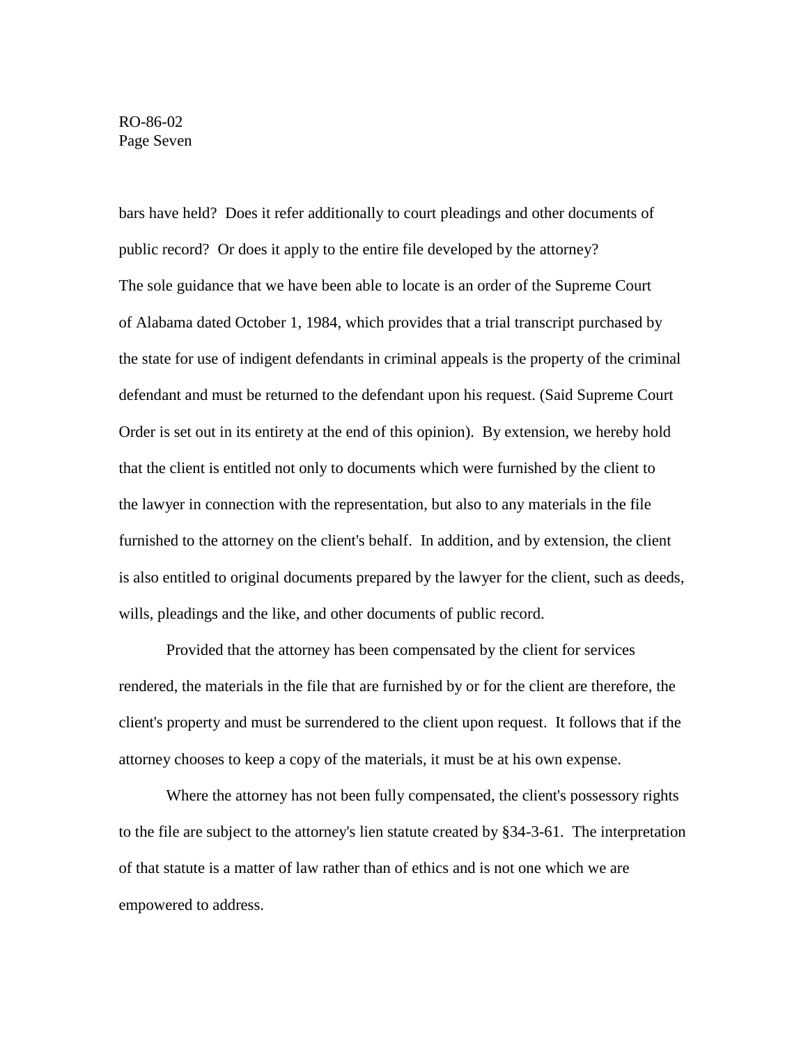bars have held? Does it refer additionally to court pleadings and other documents of public record? Or does it apply to the entire file developed by the attorney?

The sole guidance that we have been able to locate is an order of the Supreme Court of Alabama dated October 1, 1984, which provides that a trial transcript purchased by the state for use of indigent defendants in criminal appeals is the property of the criminal defendant and must be returned to the defendant upon his request. (Said Supreme Court Order is set out in its entirety at the end of this opinion). By extension, we hereby hold that the client is entitled not only to documents which were furnished by the client to the lawyer in connection with the representation, but also to any materials in the file furnished to the attorney on the client's behalf. In addition, and by extension, the client is also entitled to original documents prepared by the lawyer for the client, such as deeds, wills, pleadings and the like, and other documents of public record.

Provided that the attorney has been compensated by the client for services rendered, the materials in the file that are furnished by or for the client are therefore, the client's property and must be surrendered to the client upon request. It follows that if the attorney chooses to keep a copy of the materials, it must be at his own expense.

Where the attorney has not been fully compensated, the client's possessory rights to the file are subject to the attorney's lien statute created by §34-3-61. The interpretation of that statute is a matter of law rather than of ethics and is not one which we are empowered to address.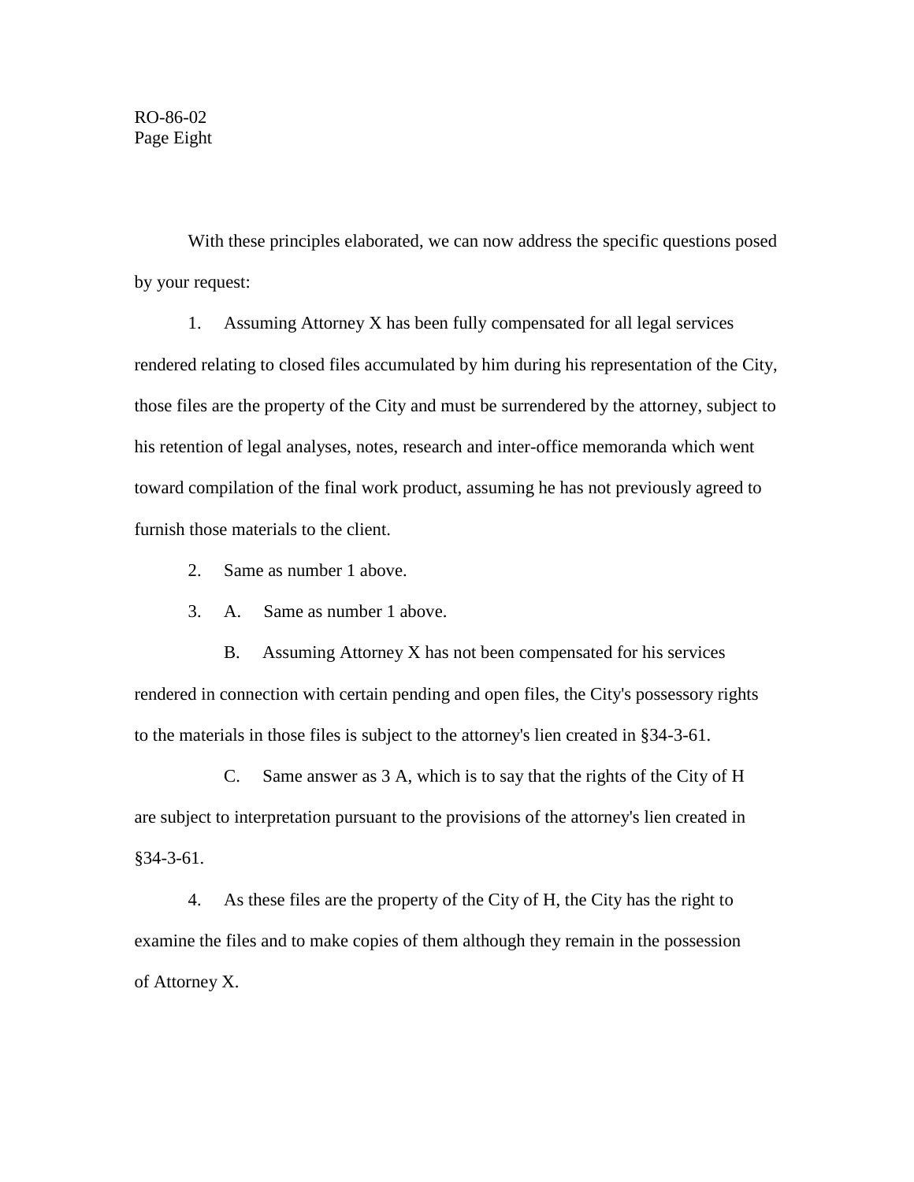With these principles elaborated, we can now address the specific questions posed by your request:

1. Assuming Attorney X has been fully compensated for all legal services rendered relating to closed files accumulated by him during his representation of the City, those files are the property of the City and must be surrendered by the attorney, subject to his retention of legal analyses, notes, research and inter-office memoranda which went toward compilation of the final work product, assuming he has not previously agreed to furnish those materials to the client.

2. Same as number 1 above.

3. A. Same as number 1 above.

   B. Assuming Attorney X has not been compensated for his services rendered in connection with certain pending and open files, the City's possessory rights to the materials in those files is subject to the attorney's lien created in §34-3-61.

   C. Same answer as 3 A, which is to say that the rights of the City of H are subject to interpretation pursuant to the provisions of the attorney's lien created in §34-3-61.

4. As these files are the property of the City of H, the City has the right to examine the files and to make copies of them although they remain in the possession of Attorney X.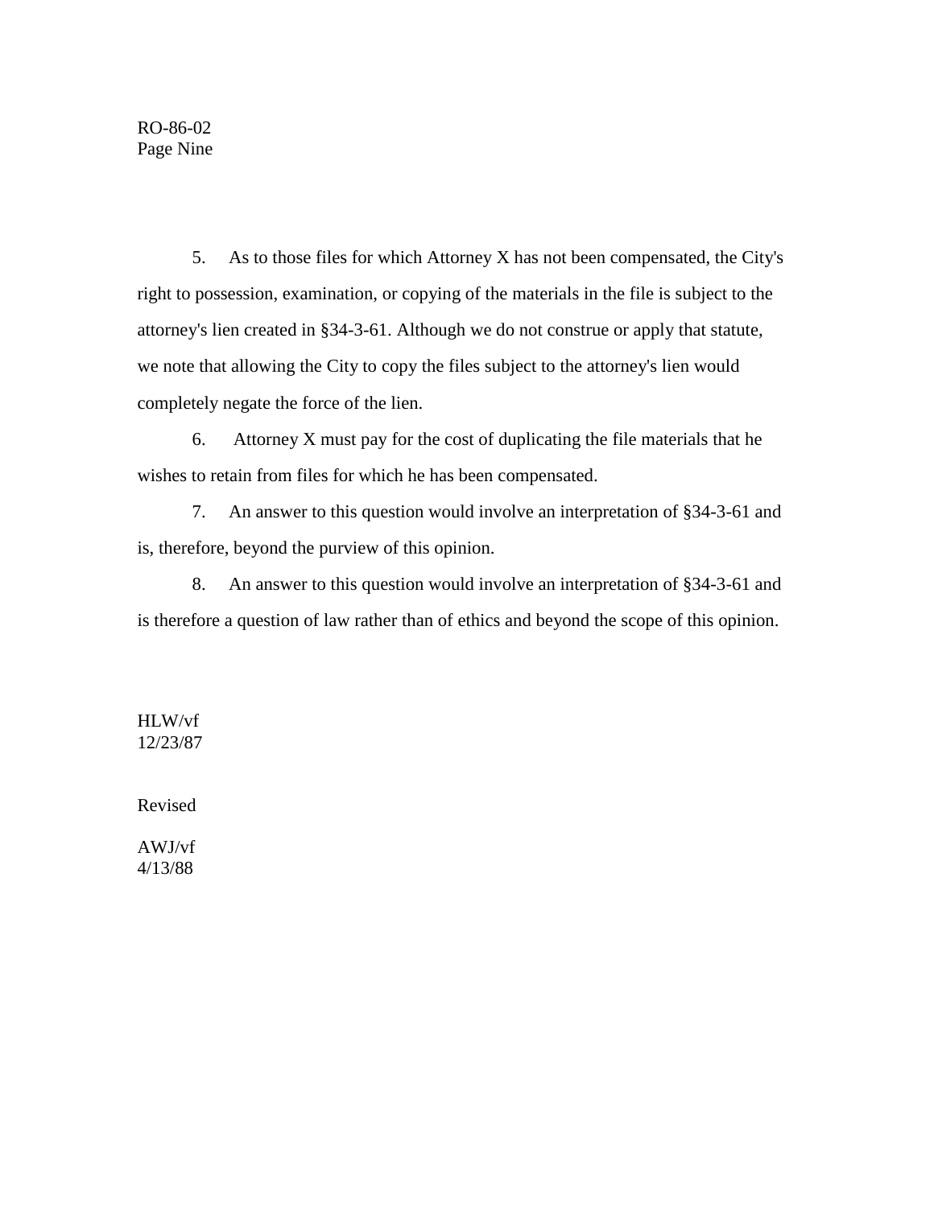5. As to those files for which Attorney X has not been compensated, the City's right to possession, examination, or copying of the materials in the file is subject to the attorney's lien created in §34-3-61. Although we do not construe or apply that statute, we note that allowing the City to copy the files subject to the attorney's lien would completely negate the force of the lien.

6. Attorney X must pay for the cost of duplicating the file materials that he wishes to retain from files for which he has been compensated.

7. An answer to this question would involve an interpretation of §34-3-61 and is, therefore, beyond the purview of this opinion.

8. An answer to this question would involve an interpretation of §34-3-61 and is therefore a question of law rather than of ethics and beyond the scope of this opinion.

HLW/vf
12/23/87

Revised

AWJ/vf
4/13/88